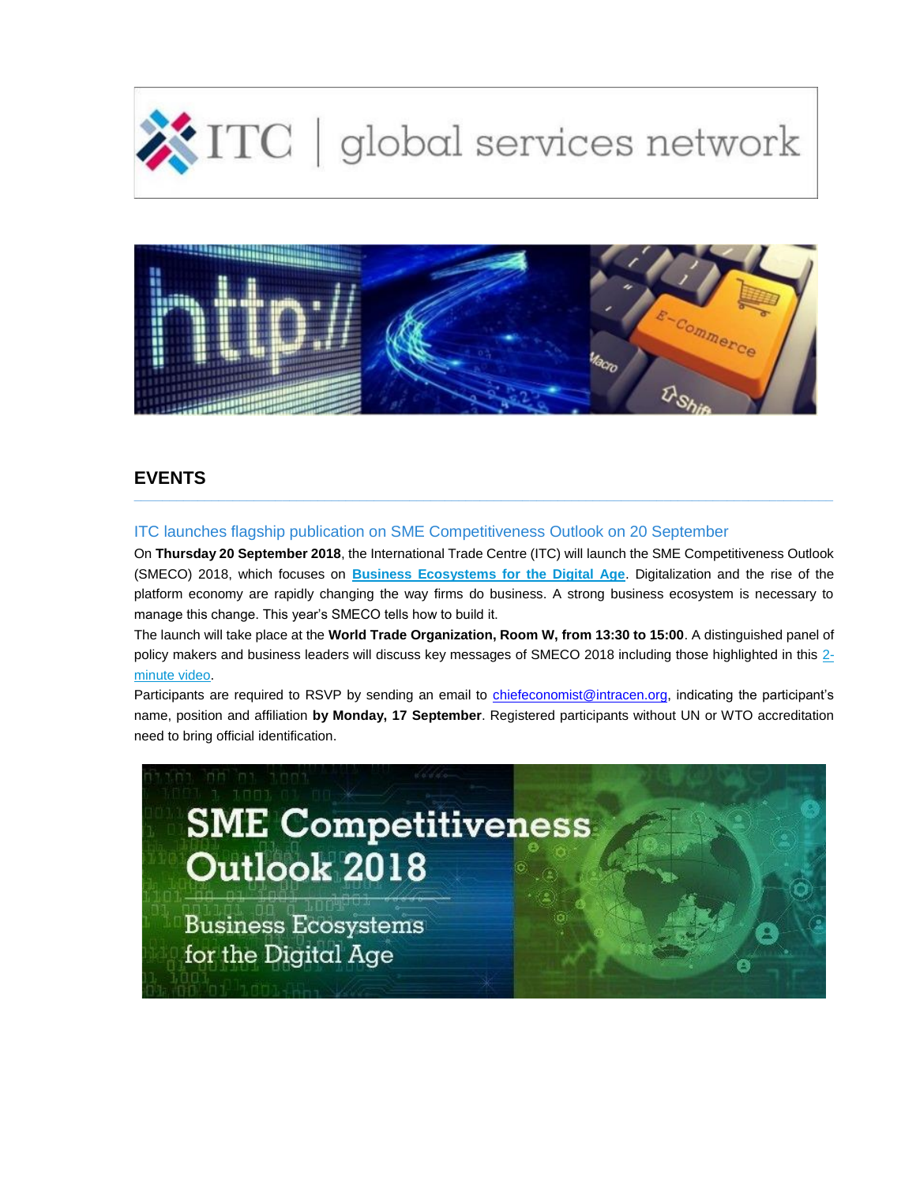## EVENTS

### ITC launches flagship publication on SME Competitiveness Outlook on 20 September

On **Thursday 20 September 2018**, the International Trade Centre (ITC) will launch the SME Competitiveness Outlook (SMECO) 2018, which focuses on **Business Ecosystems for the Digital Age**. Digitalization and the rise of the platform economy are rapidly changing the way firms do business. A strong business ecosystem is necessary to manage this change. This year's SMECO tells how to build it.

The launch will take place at the **World Trade Organization, Room W, from 13:30 to 15:00**. A distinguished panel of policy makers and business leaders will discuss key messages of SMECO 2018 including those highlighted in this 2-minute video.

Participants are required to RSVP by sending an email to chiefeconomist@intracen.org, indicating the participant's name, position and affiliation **by Monday, 17 September**. Registered participants without UN or WTO accreditation need to bring official identification.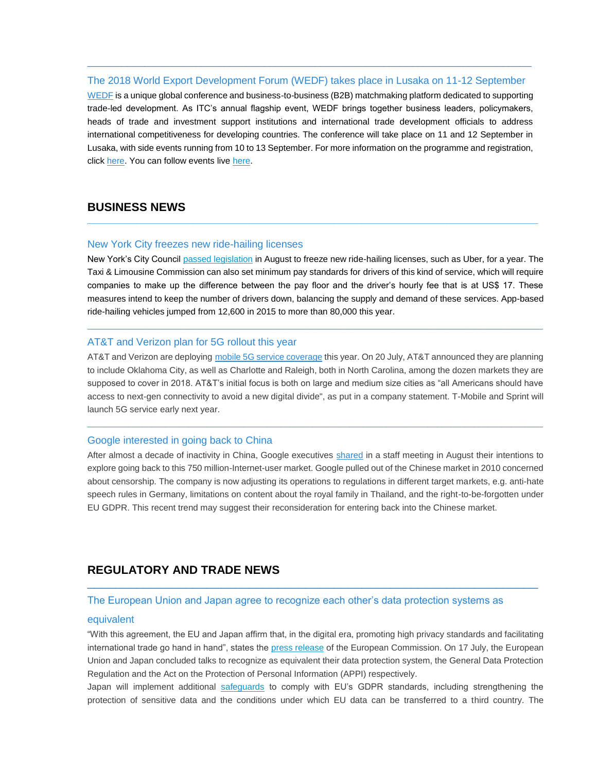---

### The 2018 World Export Development Forum (WEDF) takes place in Lusaka on 11-12 September

WEDF is a unique global conference and business-to-business (B2B) matchmaking platform dedicated to supporting trade-led development. As ITC's annual flagship event, WEDF brings together business leaders, policymakers, heads of trade and investment support institutions and international trade development officials to address international competitiveness for developing countries. The conference will take place on 11 and 12 September in Lusaka, with side events running from 10 to 13 September. For more information on the programme and registration, click here. You can follow events live here.

## BUSINESS NEWS

---

### New York City freezes new ride-hailing licenses

New York's City Council passed legislation in August to freeze new ride-hailing licenses, such as Uber, for a year. The Taxi & Limousine Commission can also set minimum pay standards for drivers of this kind of service, which will require companies to make up the difference between the pay floor and the driver's hourly fee that is at US$ 17. These measures intend to keep the number of drivers down, balancing the supply and demand of these services. App-based ride-hailing vehicles jumped from 12,600 in 2015 to more than 80,000 this year.

---

### AT&T and Verizon plan for 5G rollout this year

AT&T and Verizon are deploying mobile 5G service coverage this year. On 20 July, AT&T announced they are planning to include Oklahoma City, as well as Charlotte and Raleigh, both in North Carolina, among the dozen markets they are supposed to cover in 2018. AT&T's initial focus is both on large and medium size cities as "all Americans should have access to next-gen connectivity to avoid a new digital divide", as put in a company statement. T-Mobile and Sprint will launch 5G service early next year.

---

### Google interested in going back to China

After almost a decade of inactivity in China, Google executives shared in a staff meeting in August their intentions to explore going back to this 750 million-Internet-user market. Google pulled out of the Chinese market in 2010 concerned about censorship. The company is now adjusting its operations to regulations in different target markets, e.g. anti-hate speech rules in Germany, limitations on content about the royal family in Thailand, and the right-to-be-forgotten under EU GDPR. This recent trend may suggest their reconsideration for entering back into the Chinese market.

## REGULATORY AND TRADE NEWS

---

### The European Union and Japan agree to recognize each other's data protection systems as equivalent

"With this agreement, the EU and Japan affirm that, in the digital era, promoting high privacy standards and facilitating international trade go hand in hand", states the press release of the European Commission. On 17 July, the European Union and Japan concluded talks to recognize as equivalent their data protection system, the General Data Protection Regulation and the Act on the Protection of Personal Information (APPI) respectively.

Japan will implement additional safeguards to comply with EU's GDPR standards, including strengthening the protection of sensitive data and the conditions under which EU data can be transferred to a third country. The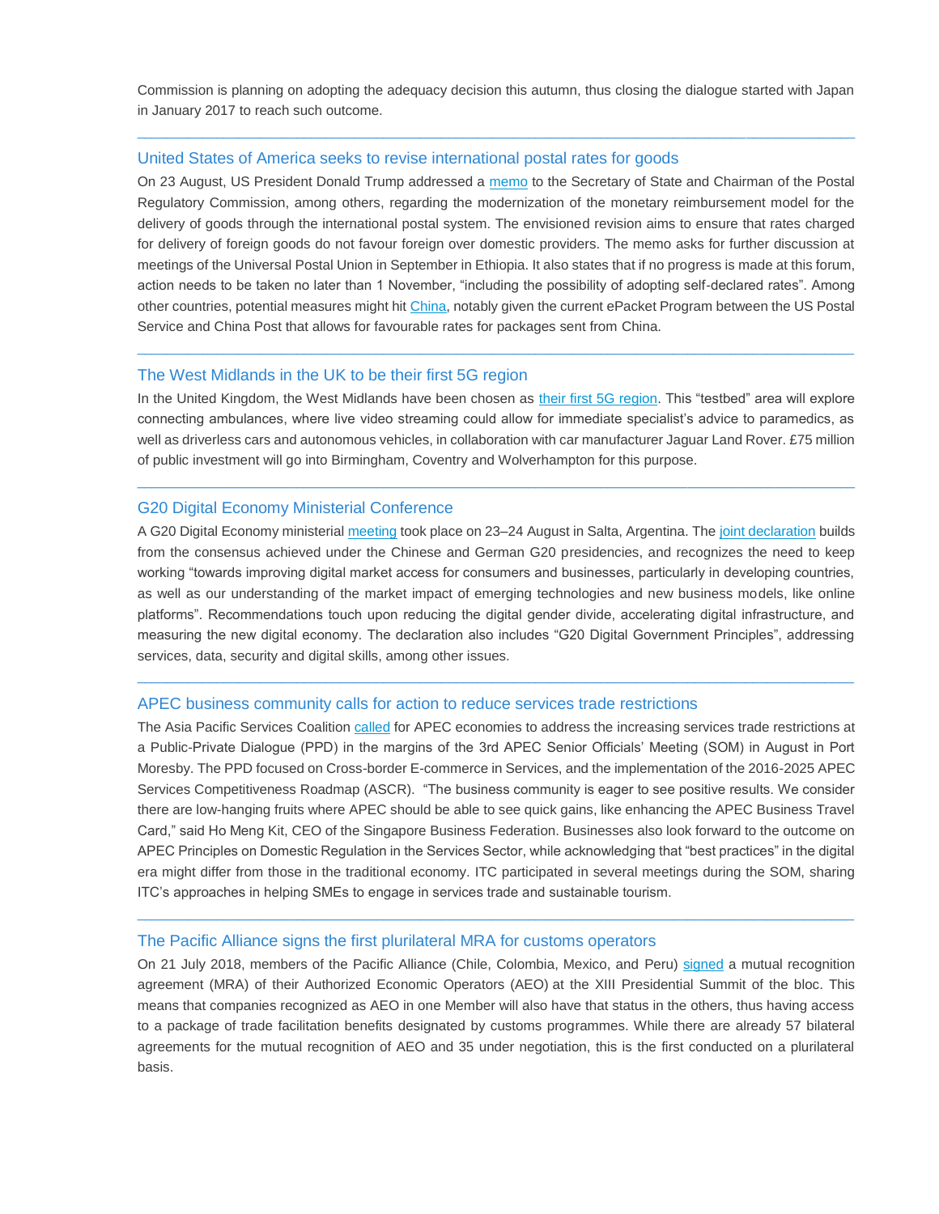Commission is planning on adopting the adequacy decision this autumn, thus closing the dialogue started with Japan in January 2017 to reach such outcome.

---

### United States of America seeks to revise international postal rates for goods

On 23 August, US President Donald Trump addressed a memo to the Secretary of State and Chairman of the Postal Regulatory Commission, among others, regarding the modernization of the monetary reimbursement model for the delivery of goods through the international postal system. The envisioned revision aims to ensure that rates charged for delivery of foreign goods do not favour foreign over domestic providers. The memo asks for further discussion at meetings of the Universal Postal Union in September in Ethiopia. It also states that if no progress is made at this forum, action needs to be taken no later than 1 November, "including the possibility of adopting self-declared rates". Among other countries, potential measures might hit China, notably given the current ePacket Program between the US Postal Service and China Post that allows for favourable rates for packages sent from China.

---

### The West Midlands in the UK to be their first 5G region

In the United Kingdom, the West Midlands have been chosen as their first 5G region. This "testbed" area will explore connecting ambulances, where live video streaming could allow for immediate specialist's advice to paramedics, as well as driverless cars and autonomous vehicles, in collaboration with car manufacturer Jaguar Land Rover. £75 million of public investment will go into Birmingham, Coventry and Wolverhampton for this purpose.

---

### G20 Digital Economy Ministerial Conference

A G20 Digital Economy ministerial meeting took place on 23–24 August in Salta, Argentina. The joint declaration builds from the consensus achieved under the Chinese and German G20 presidencies, and recognizes the need to keep working "towards improving digital market access for consumers and businesses, particularly in developing countries, as well as our understanding of the market impact of emerging technologies and new business models, like online platforms". Recommendations touch upon reducing the digital gender divide, accelerating digital infrastructure, and measuring the new digital economy. The declaration also includes "G20 Digital Government Principles", addressing services, data, security and digital skills, among other issues.

---

### APEC business community calls for action to reduce services trade restrictions

The Asia Pacific Services Coalition called for APEC economies to address the increasing services trade restrictions at a Public-Private Dialogue (PPD) in the margins of the 3rd APEC Senior Officials' Meeting (SOM) in August in Port Moresby. The PPD focused on Cross-border E-commerce in Services, and the implementation of the 2016-2025 APEC Services Competitiveness Roadmap (ASCR). "The business community is eager to see positive results. We consider there are low-hanging fruits where APEC should be able to see quick gains, like enhancing the APEC Business Travel Card," said Ho Meng Kit, CEO of the Singapore Business Federation. Businesses also look forward to the outcome on APEC Principles on Domestic Regulation in the Services Sector, while acknowledging that "best practices" in the digital era might differ from those in the traditional economy. ITC participated in several meetings during the SOM, sharing ITC's approaches in helping SMEs to engage in services trade and sustainable tourism.

---

### The Pacific Alliance signs the first plurilateral MRA for customs operators

On 21 July 2018, members of the Pacific Alliance (Chile, Colombia, Mexico, and Peru) signed a mutual recognition agreement (MRA) of their Authorized Economic Operators (AEO) at the XIII Presidential Summit of the bloc. This means that companies recognized as AEO in one Member will also have that status in the others, thus having access to a package of trade facilitation benefits designated by customs programmes. While there are already 57 bilateral agreements for the mutual recognition of AEO and 35 under negotiation, this is the first conducted on a plurilateral basis.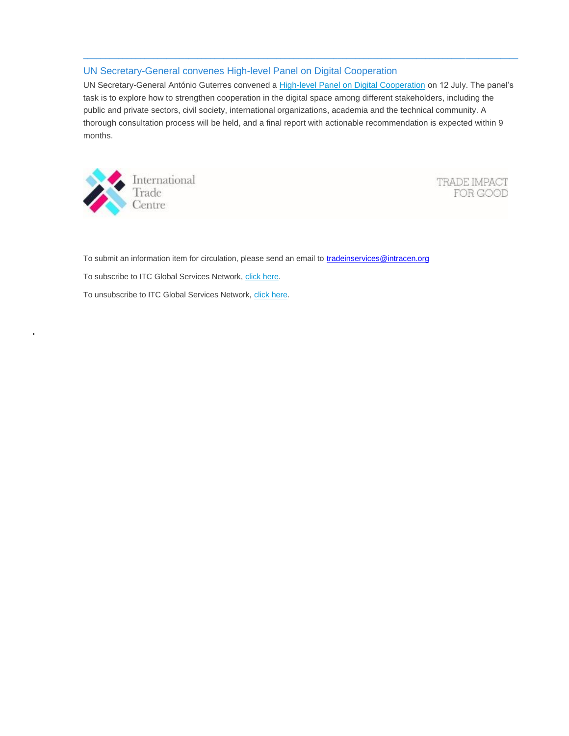---

## UN Secretary-General convenes High-level Panel on Digital Cooperation

UN Secretary-General António Guterres convened a [High-level Panel on Digital Cooperation]() on 12 July. The panel's task is to explore how to strengthen cooperation in the digital space among different stakeholders, including the public and private sectors, civil society, international organizations, academia and the technical community. A thorough consultation process will be held, and a final report with actionable recommendation is expected within 9 months.

International Trade Centre

TRADE IMPACT FOR GOOD

To submit an information item for circulation, please send an email to [tradeinservices@intracen.org](mailto:tradeinservices@intracen.org)

To subscribe to ITC Global Services Network, [click here]().

To unsubscribe to ITC Global Services Network, [click here]().